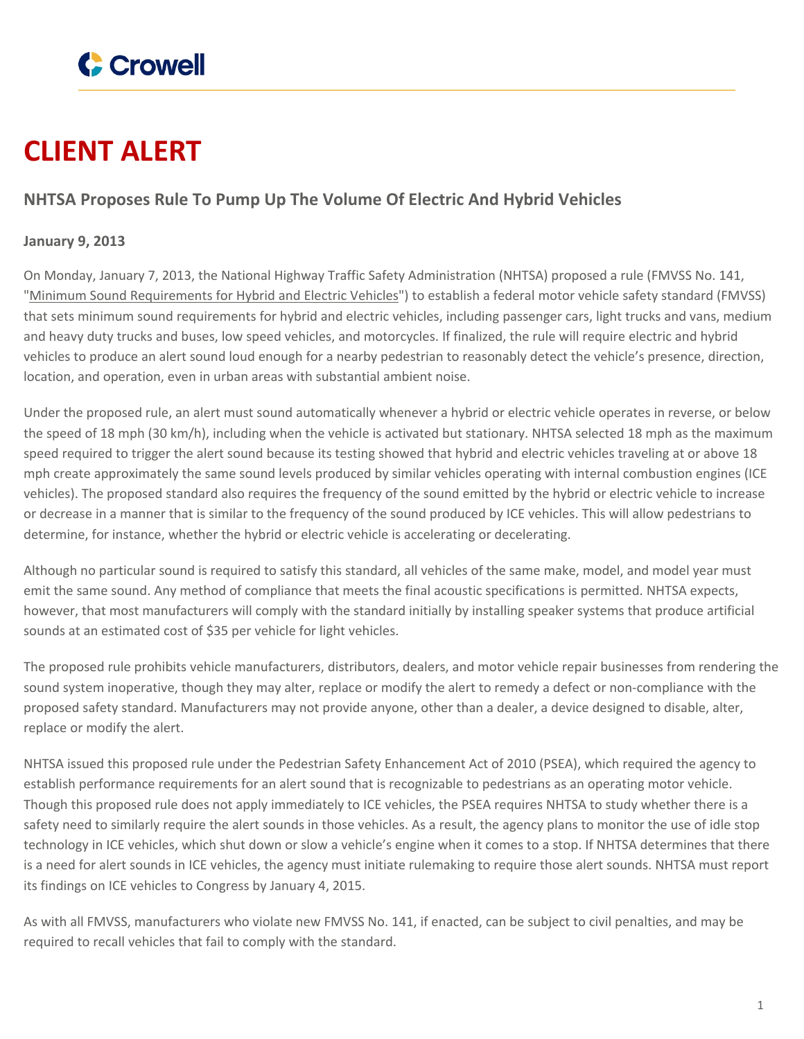# CLIENT ALERT

## NHTSA Proposes Rule To Pump Up The Volume Of Electric And Hybrid Vehicles

**January 9, 2013**

On Monday, January 7, 2013, the National Highway Traffic Safety Administration (NHTSA) proposed a rule (FMVSS No. 141, "Minimum Sound Requirements for Hybrid and Electric Vehicles") to establish a federal motor vehicle safety standard (FMVSS) that sets minimum sound requirements for hybrid and electric vehicles, including passenger cars, light trucks and vans, medium and heavy duty trucks and buses, low speed vehicles, and motorcycles. If finalized, the rule will require electric and hybrid vehicles to produce an alert sound loud enough for a nearby pedestrian to reasonably detect the vehicle's presence, direction, location, and operation, even in urban areas with substantial ambient noise.

Under the proposed rule, an alert must sound automatically whenever a hybrid or electric vehicle operates in reverse, or below the speed of 18 mph (30 km/h), including when the vehicle is activated but stationary. NHTSA selected 18 mph as the maximum speed required to trigger the alert sound because its testing showed that hybrid and electric vehicles traveling at or above 18 mph create approximately the same sound levels produced by similar vehicles operating with internal combustion engines (ICE vehicles). The proposed standard also requires the frequency of the sound emitted by the hybrid or electric vehicle to increase or decrease in a manner that is similar to the frequency of the sound produced by ICE vehicles. This will allow pedestrians to determine, for instance, whether the hybrid or electric vehicle is accelerating or decelerating.

Although no particular sound is required to satisfy this standard, all vehicles of the same make, model, and model year must emit the same sound. Any method of compliance that meets the final acoustic specifications is permitted. NHTSA expects, however, that most manufacturers will comply with the standard initially by installing speaker systems that produce artificial sounds at an estimated cost of $35 per vehicle for light vehicles.

The proposed rule prohibits vehicle manufacturers, distributors, dealers, and motor vehicle repair businesses from rendering the sound system inoperative, though they may alter, replace or modify the alert to remedy a defect or non-compliance with the proposed safety standard. Manufacturers may not provide anyone, other than a dealer, a device designed to disable, alter, replace or modify the alert.

NHTSA issued this proposed rule under the Pedestrian Safety Enhancement Act of 2010 (PSEA), which required the agency to establish performance requirements for an alert sound that is recognizable to pedestrians as an operating motor vehicle. Though this proposed rule does not apply immediately to ICE vehicles, the PSEA requires NHTSA to study whether there is a safety need to similarly require the alert sounds in those vehicles. As a result, the agency plans to monitor the use of idle stop technology in ICE vehicles, which shut down or slow a vehicle's engine when it comes to a stop. If NHTSA determines that there is a need for alert sounds in ICE vehicles, the agency must initiate rulemaking to require those alert sounds. NHTSA must report its findings on ICE vehicles to Congress by January 4, 2015.

As with all FMVSS, manufacturers who violate new FMVSS No. 141, if enacted, can be subject to civil penalties, and may be required to recall vehicles that fail to comply with the standard.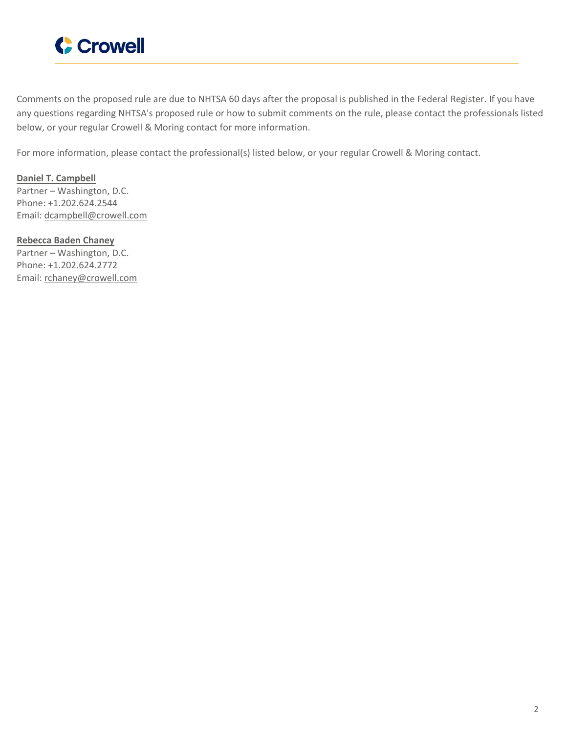Comments on the proposed rule are due to NHTSA 60 days after the proposal is published in the Federal Register. If you have any questions regarding NHTSA's proposed rule or how to submit comments on the rule, please contact the professionals listed below, or your regular Crowell & Moring contact for more information.

For more information, please contact the professional(s) listed below, or your regular Crowell & Moring contact.

**Daniel T. Campbell**
Partner – Washington, D.C.
Phone: +1.202.624.2544
Email: dcampbell@crowell.com

**Rebecca Baden Chaney**
Partner – Washington, D.C.
Phone: +1.202.624.2772
Email: rchaney@crowell.com